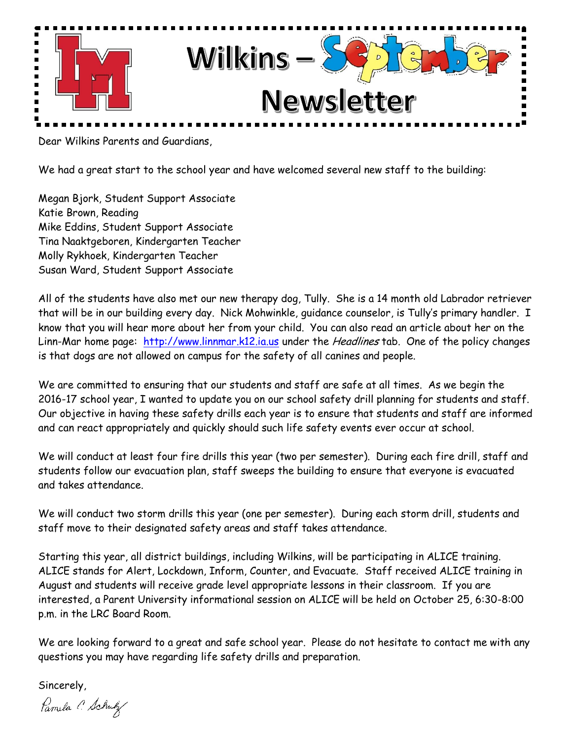# Wilkins – September Newsletter

Dear Wilkins Parents and Guardians,

We had a great start to the school year and have welcomed several new staff to the building:

Megan Bjork, Student Support Associate
Katie Brown, Reading
Mike Eddins, Student Support Associate
Tina Naaktgeboren, Kindergarten Teacher
Molly Rykhoek, Kindergarten Teacher
Susan Ward, Student Support Associate

All of the students have also met our new therapy dog, Tully. She is a 14 month old Labrador retriever that will be in our building every day. Nick Mohwinkle, guidance counselor, is Tully's primary handler. I know that you will hear more about her from your child. You can also read an article about her on the Linn-Mar home page: http://www.linnmar.k12.ia.us under the *Headlines* tab. One of the policy changes is that dogs are not allowed on campus for the safety of all canines and people.

We are committed to ensuring that our students and staff are safe at all times. As we begin the 2016-17 school year, I wanted to update you on our school safety drill planning for students and staff. Our objective in having these safety drills each year is to ensure that students and staff are informed and can react appropriately and quickly should such life safety events ever occur at school.

We will conduct at least four fire drills this year (two per semester). During each fire drill, staff and students follow our evacuation plan, staff sweeps the building to ensure that everyone is evacuated and takes attendance.

We will conduct two storm drills this year (one per semester). During each storm drill, students and staff move to their designated safety areas and staff takes attendance.

Starting this year, all district buildings, including Wilkins, will be participating in ALICE training. ALICE stands for Alert, Lockdown, Inform, Counter, and Evacuate. Staff received ALICE training in August and students will receive grade level appropriate lessons in their classroom. If you are interested, a Parent University informational session on ALICE will be held on October 25, 6:30-8:00 p.m. in the LRC Board Room.

We are looking forward to a great and safe school year. Please do not hesitate to contact me with any questions you may have regarding life safety drills and preparation.

Sincerely,

Pamela C. Schulz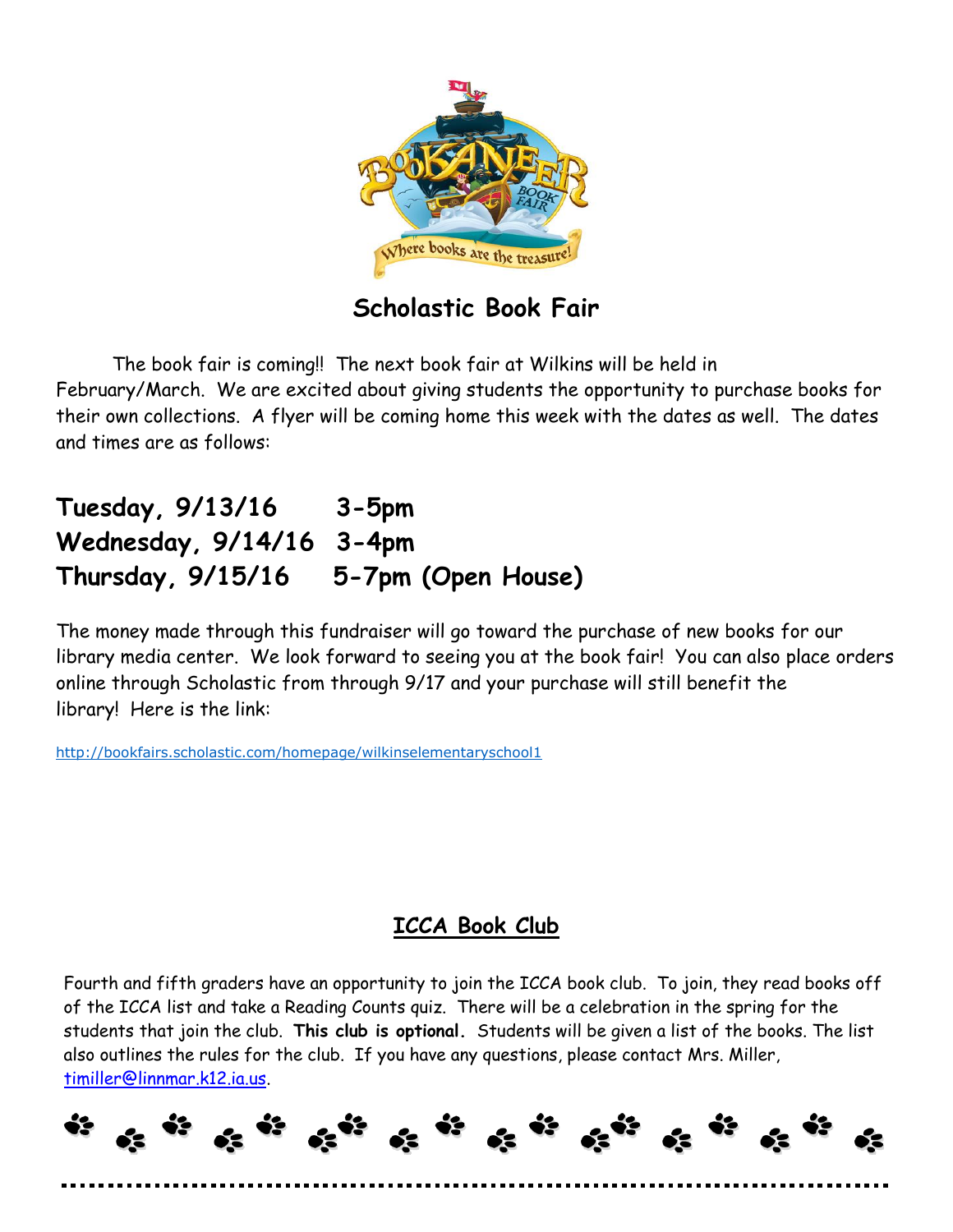## Scholastic Book Fair

The book fair is coming!! The next book fair at Wilkins will be held in February/March. We are excited about giving students the opportunity to purchase books for their own collections. A flyer will be coming home this week with the dates as well. The dates and times are as follows:

**Tuesday, 9/13/16 3-5pm**
**Wednesday, 9/14/16 3-4pm**
**Thursday, 9/15/16 5-7pm (Open House)**

The money made through this fundraiser will go toward the purchase of new books for our library media center. We look forward to seeing you at the book fair! You can also place orders online through Scholastic from through 9/17 and your purchase will still benefit the library! Here is the link:

http://bookfairs.scholastic.com/homepage/wilkinselementaryschool1

## ICCA Book Club

Fourth and fifth graders have an opportunity to join the ICCA book club. To join, they read books off of the ICCA list and take a Reading Counts quiz. There will be a celebration in the spring for the students that join the club. **This club is optional.** Students will be given a list of the books. The list also outlines the rules for the club. If you have any questions, please contact Mrs. Miller, timiller@linnmar.k12.ia.us.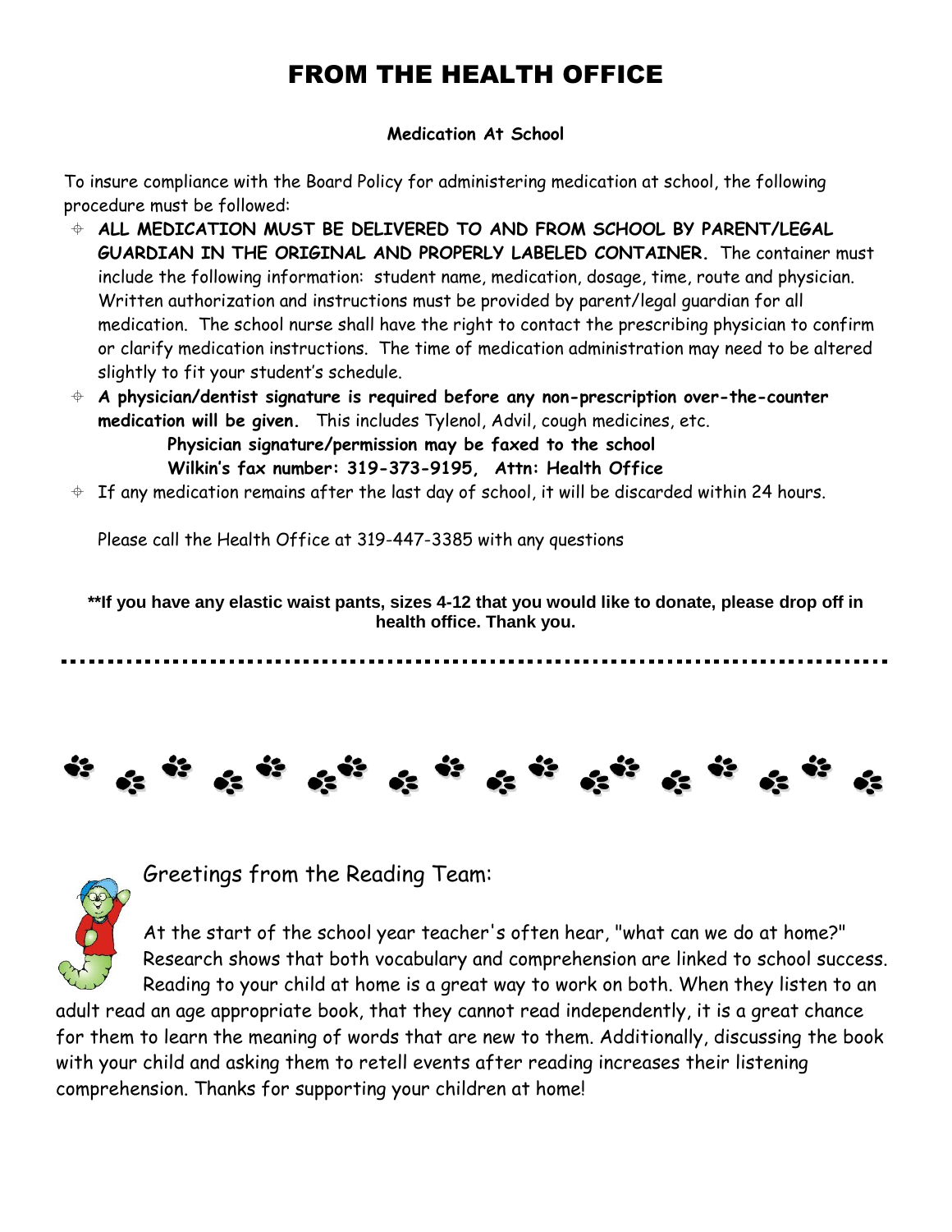# FROM THE HEALTH OFFICE

**Medication At School**

To insure compliance with the Board Policy for administering medication at school, the following procedure must be followed:

- **ALL MEDICATION MUST BE DELIVERED TO AND FROM SCHOOL BY PARENT/LEGAL GUARDIAN IN THE ORIGINAL AND PROPERLY LABELED CONTAINER.** The container must include the following information: student name, medication, dosage, time, route and physician. Written authorization and instructions must be provided by parent/legal guardian for all medication. The school nurse shall have the right to contact the prescribing physician to confirm or clarify medication instructions. The time of medication administration may need to be altered slightly to fit your student's schedule.
- **A physician/dentist signature is required before any non-prescription over-the-counter medication will be given.** This includes Tylenol, Advil, cough medicines, etc.

  **Physician signature/permission may be faxed to the school**
  **Wilkin's fax number: 319-373-9195, Attn: Health Office**
- If any medication remains after the last day of school, it will be discarded within 24 hours.

Please call the Health Office at 319-447-3385 with any questions

**\*\*If you have any elastic waist pants, sizes 4-12 that you would like to donate, please drop off in health office. Thank you.**

---

Greetings from the Reading Team:

At the start of the school year teacher's often hear, "what can we do at home?" Research shows that both vocabulary and comprehension are linked to school success. Reading to your child at home is a great way to work on both. When they listen to an adult read an age appropriate book, that they cannot read independently, it is a great chance for them to learn the meaning of words that are new to them. Additionally, discussing the book with your child and asking them to retell events after reading increases their listening comprehension. Thanks for supporting your children at home!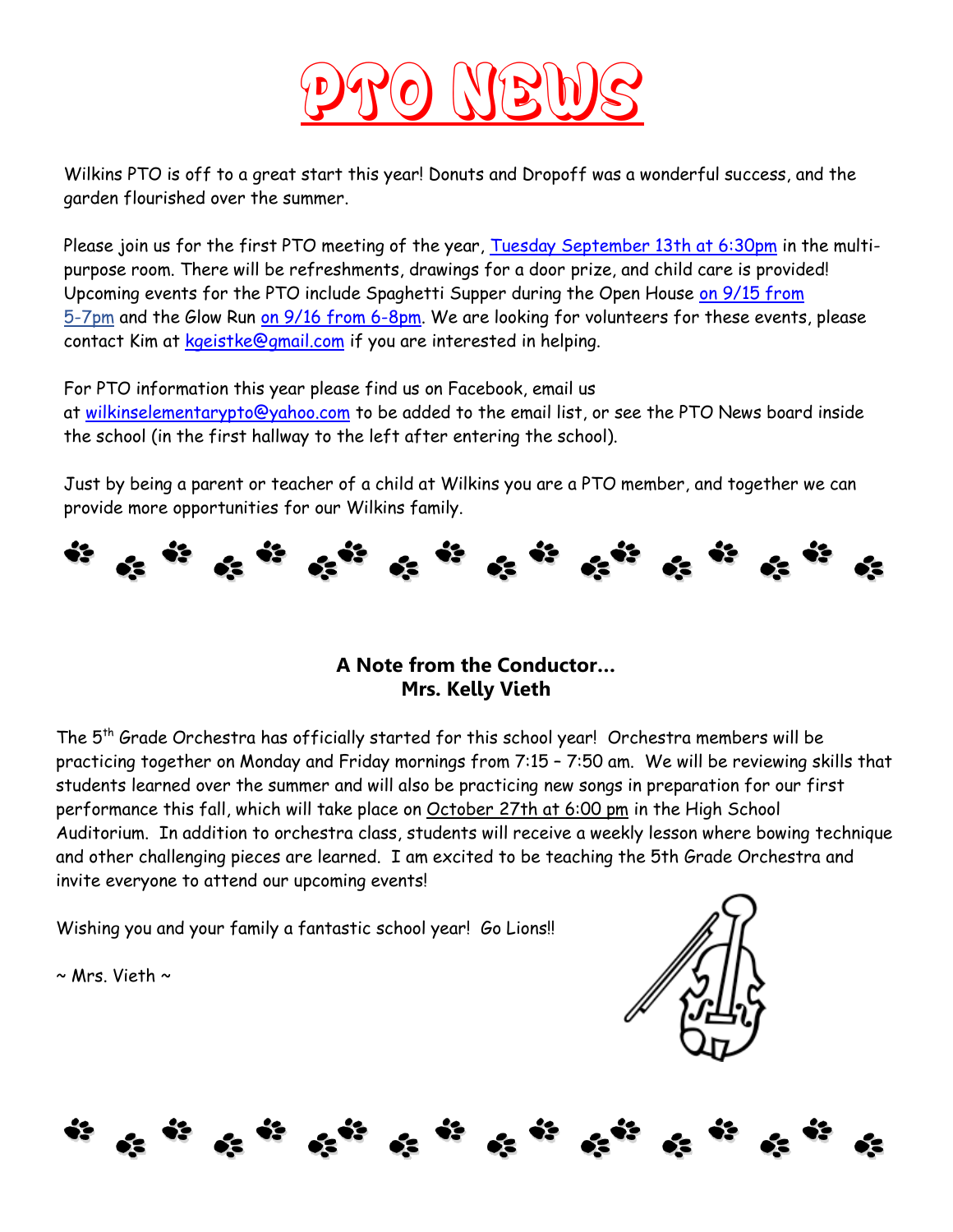# PTO NEWS

Wilkins PTO is off to a great start this year! Donuts and Dropoff was a wonderful success, and the garden flourished over the summer.

Please join us for the first PTO meeting of the year, Tuesday September 13th at 6:30pm in the multi-purpose room. There will be refreshments, drawings for a door prize, and child care is provided! Upcoming events for the PTO include Spaghetti Supper during the Open House on 9/15 from 5-7pm and the Glow Run on 9/16 from 6-8pm. We are looking for volunteers for these events, please contact Kim at kgeistke@gmail.com if you are interested in helping.

For PTO information this year please find us on Facebook, email us at wilkinselementarypto@yahoo.com to be added to the email list, or see the PTO News board inside the school (in the first hallway to the left after entering the school).

Just by being a parent or teacher of a child at Wilkins you are a PTO member, and together we can provide more opportunities for our Wilkins family.

## A Note from the Conductor…
## Mrs. Kelly Vieth

The 5th Grade Orchestra has officially started for this school year! Orchestra members will be practicing together on Monday and Friday mornings from 7:15 – 7:50 am. We will be reviewing skills that students learned over the summer and will also be practicing new songs in preparation for our first performance this fall, which will take place on October 27th at 6:00 pm in the High School Auditorium. In addition to orchestra class, students will receive a weekly lesson where bowing technique and other challenging pieces are learned. I am excited to be teaching the 5th Grade Orchestra and invite everyone to attend our upcoming events!

Wishing you and your family a fantastic school year! Go Lions!!

~ Mrs. Vieth ~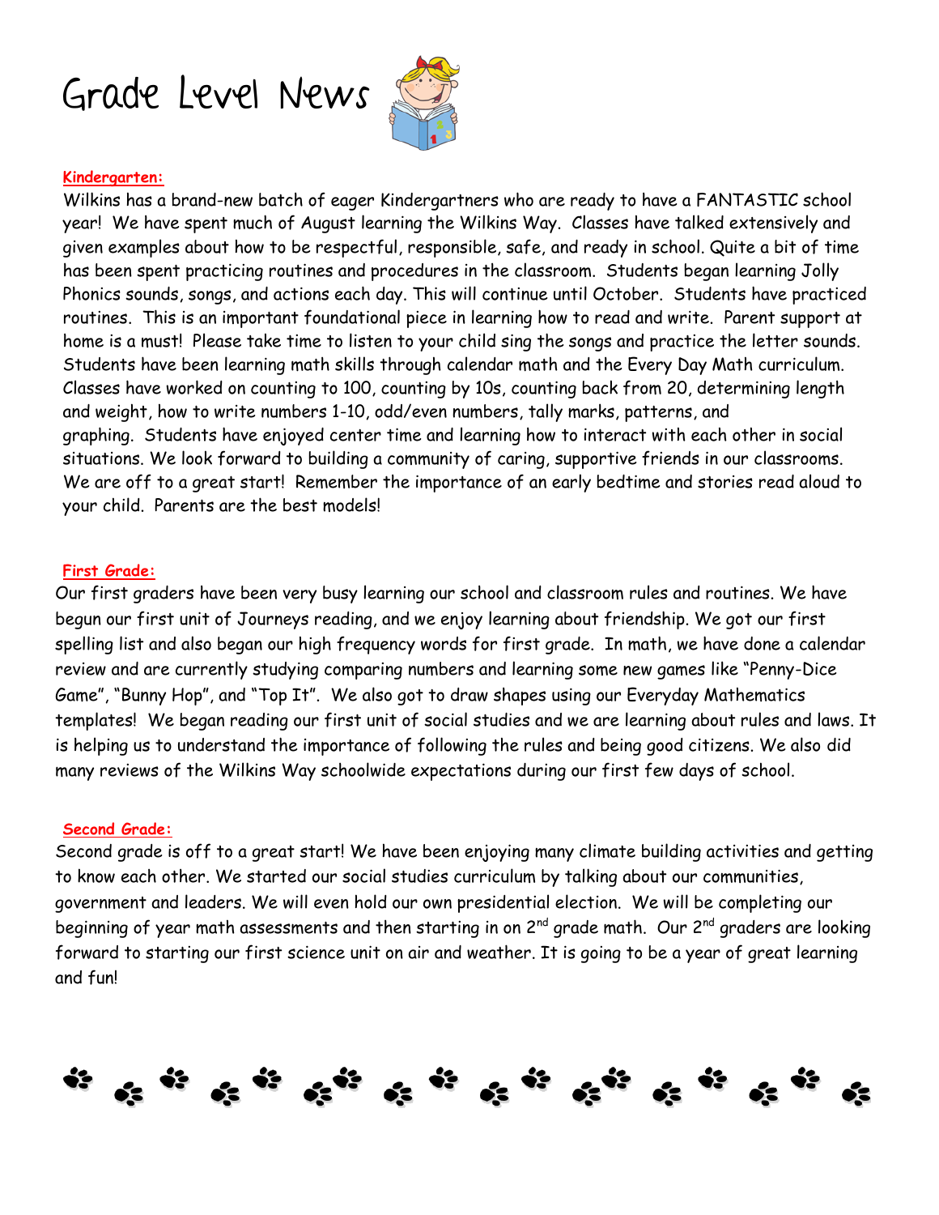# Grade Level News

**Kindergarten:**

Wilkins has a brand-new batch of eager Kindergartners who are ready to have a FANTASTIC school year! We have spent much of August learning the Wilkins Way. Classes have talked extensively and given examples about how to be respectful, responsible, safe, and ready in school. Quite a bit of time has been spent practicing routines and procedures in the classroom. Students began learning Jolly Phonics sounds, songs, and actions each day. This will continue until October. Students have practiced routines. This is an important foundational piece in learning how to read and write. Parent support at home is a must! Please take time to listen to your child sing the songs and practice the letter sounds. Students have been learning math skills through calendar math and the Every Day Math curriculum. Classes have worked on counting to 100, counting by 10s, counting back from 20, determining length and weight, how to write numbers 1-10, odd/even numbers, tally marks, patterns, and graphing. Students have enjoyed center time and learning how to interact with each other in social situations. We look forward to building a community of caring, supportive friends in our classrooms. We are off to a great start! Remember the importance of an early bedtime and stories read aloud to your child. Parents are the best models!

**First Grade:**

Our first graders have been very busy learning our school and classroom rules and routines. We have begun our first unit of Journeys reading, and we enjoy learning about friendship. We got our first spelling list and also began our high frequency words for first grade. In math, we have done a calendar review and are currently studying comparing numbers and learning some new games like "Penny-Dice Game", "Bunny Hop", and "Top It". We also got to draw shapes using our Everyday Mathematics templates! We began reading our first unit of social studies and we are learning about rules and laws. It is helping us to understand the importance of following the rules and being good citizens. We also did many reviews of the Wilkins Way schoolwide expectations during our first few days of school.

**Second Grade:**

Second grade is off to a great start! We have been enjoying many climate building activities and getting to know each other. We started our social studies curriculum by talking about our communities, government and leaders. We will even hold our own presidential election. We will be completing our beginning of year math assessments and then starting in on 2nd grade math. Our 2nd graders are looking forward to starting our first science unit on air and weather. It is going to be a year of great learning and fun!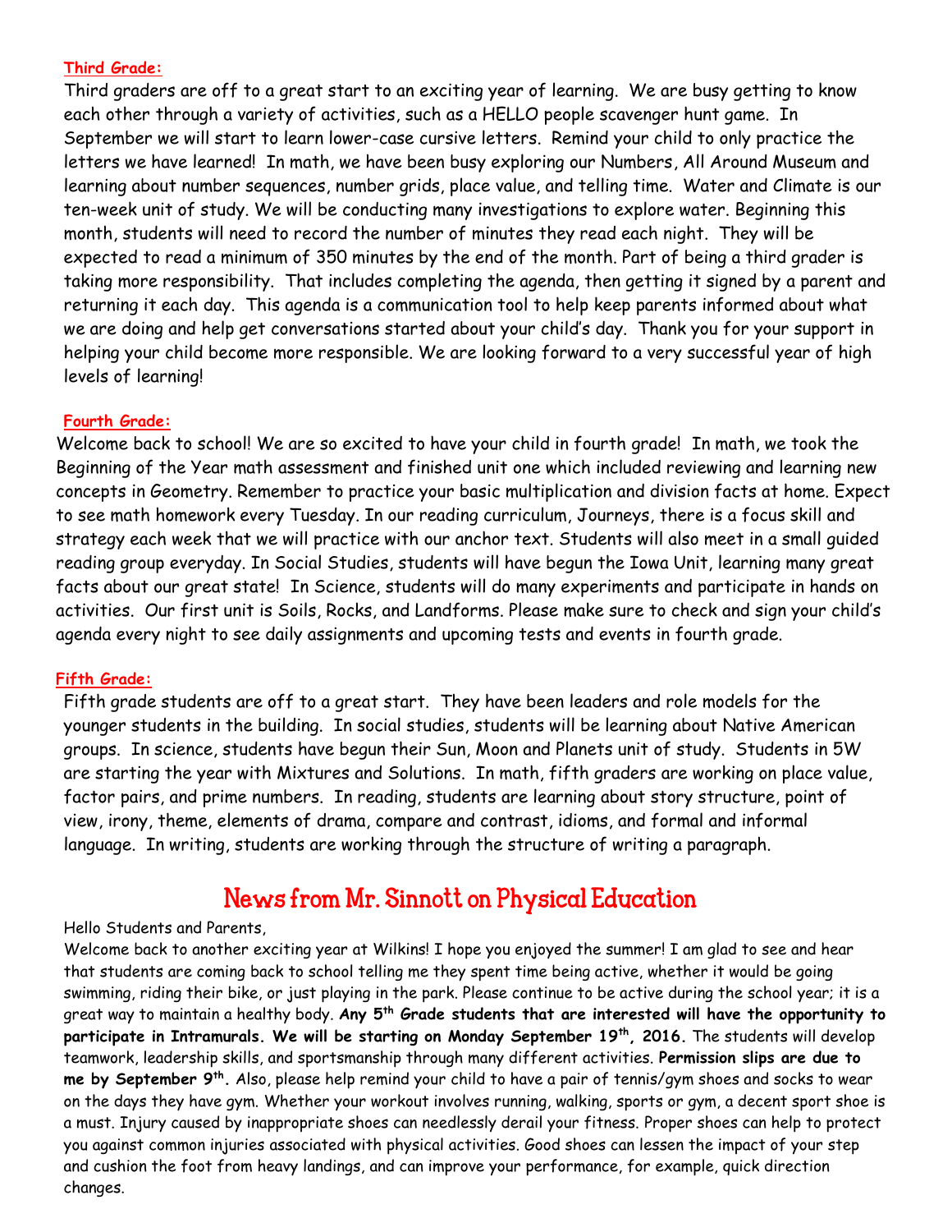**Third Grade:**

Third graders are off to a great start to an exciting year of learning. We are busy getting to know each other through a variety of activities, such as a HELLO people scavenger hunt game. In September we will start to learn lower-case cursive letters. Remind your child to only practice the letters we have learned! In math, we have been busy exploring our Numbers, All Around Museum and learning about number sequences, number grids, place value, and telling time. Water and Climate is our ten-week unit of study. We will be conducting many investigations to explore water. Beginning this month, students will need to record the number of minutes they read each night. They will be expected to read a minimum of 350 minutes by the end of the month. Part of being a third grader is taking more responsibility. That includes completing the agenda, then getting it signed by a parent and returning it each day. This agenda is a communication tool to help keep parents informed about what we are doing and help get conversations started about your child's day. Thank you for your support in helping your child become more responsible. We are looking forward to a very successful year of high levels of learning!

**Fourth Grade:**

Welcome back to school! We are so excited to have your child in fourth grade! In math, we took the Beginning of the Year math assessment and finished unit one which included reviewing and learning new concepts in Geometry. Remember to practice your basic multiplication and division facts at home. Expect to see math homework every Tuesday. In our reading curriculum, Journeys, there is a focus skill and strategy each week that we will practice with our anchor text. Students will also meet in a small guided reading group everyday. In Social Studies, students will have begun the Iowa Unit, learning many great facts about our great state! In Science, students will do many experiments and participate in hands on activities. Our first unit is Soils, Rocks, and Landforms. Please make sure to check and sign your child's agenda every night to see daily assignments and upcoming tests and events in fourth grade.

**Fifth Grade:**

Fifth grade students are off to a great start. They have been leaders and role models for the younger students in the building. In social studies, students will be learning about Native American groups. In science, students have begun their Sun, Moon and Planets unit of study. Students in 5W are starting the year with Mixtures and Solutions. In math, fifth graders are working on place value, factor pairs, and prime numbers. In reading, students are learning about story structure, point of view, irony, theme, elements of drama, compare and contrast, idioms, and formal and informal language. In writing, students are working through the structure of writing a paragraph.

## News from Mr. Sinnott on Physical Education

Hello Students and Parents,

Welcome back to another exciting year at Wilkins! I hope you enjoyed the summer! I am glad to see and hear that students are coming back to school telling me they spent time being active, whether it would be going swimming, riding their bike, or just playing in the park. Please continue to be active during the school year; it is a great way to maintain a healthy body. **Any 5th Grade students that are interested will have the opportunity to participate in Intramurals. We will be starting on Monday September 19th, 2016.** The students will develop teamwork, leadership skills, and sportsmanship through many different activities. **Permission slips are due to me by September 9th.** Also, please help remind your child to have a pair of tennis/gym shoes and socks to wear on the days they have gym. Whether your workout involves running, walking, sports or gym, a decent sport shoe is a must. Injury caused by inappropriate shoes can needlessly derail your fitness. Proper shoes can help to protect you against common injuries associated with physical activities. Good shoes can lessen the impact of your step and cushion the foot from heavy landings, and can improve your performance, for example, quick direction changes.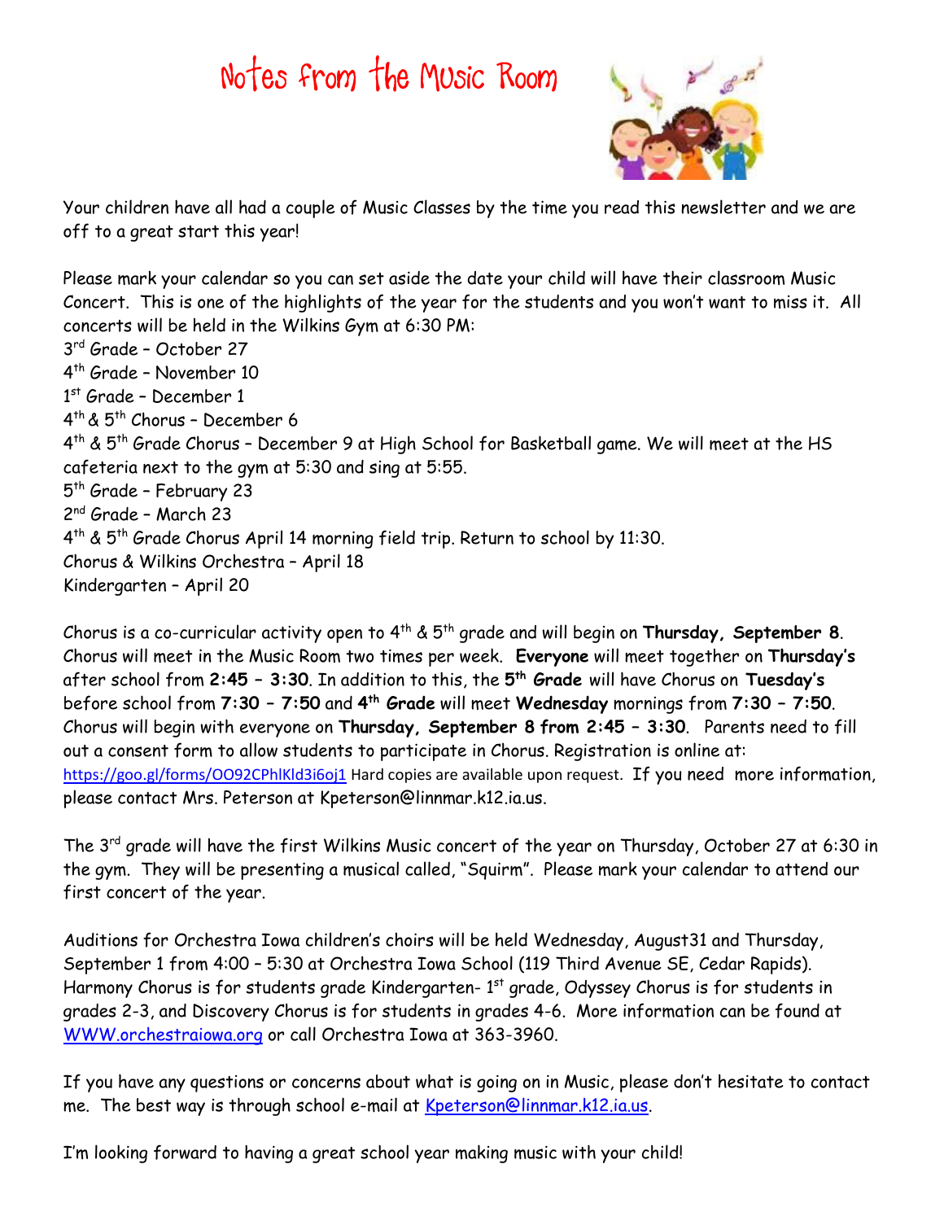# Notes from the Music Room

Your children have all had a couple of Music Classes by the time you read this newsletter and we are off to a great start this year!

Please mark your calendar so you can set aside the date your child will have their classroom Music Concert. This is one of the highlights of the year for the students and you won't want to miss it. All concerts will be held in the Wilkins Gym at 6:30 PM:

3rd Grade – October 27
4th Grade – November 10
1st Grade – December 1
4th & 5th Chorus – December 6
4th & 5th Grade Chorus – December 9 at High School for Basketball game. We will meet at the HS cafeteria next to the gym at 5:30 and sing at 5:55.
5th Grade – February 23
2nd Grade – March 23
4th & 5th Grade Chorus April 14 morning field trip. Return to school by 11:30.
Chorus & Wilkins Orchestra – April 18
Kindergarten – April 20

Chorus is a co-curricular activity open to 4th & 5th grade and will begin on **Thursday, September 8**. Chorus will meet in the Music Room two times per week. **Everyone** will meet together on **Thursday's** after school from **2:45 – 3:30**. In addition to this, the **5th Grade** will have Chorus on **Tuesday's** before school from **7:30 – 7:50** and **4th Grade** will meet **Wednesday** mornings from **7:30 – 7:50**. Chorus will begin with everyone on **Thursday, September 8 from 2:45 – 3:30**. Parents need to fill out a consent form to allow students to participate in Chorus. Registration is online at: https://goo.gl/forms/OO92CPhlKld3i6oj1 Hard copies are available upon request. If you need more information, please contact Mrs. Peterson at Kpeterson@linnmar.k12.ia.us.

The 3rd grade will have the first Wilkins Music concert of the year on Thursday, October 27 at 6:30 in the gym. They will be presenting a musical called, "Squirm". Please mark your calendar to attend our first concert of the year.

Auditions for Orchestra Iowa children's choirs will be held Wednesday, August31 and Thursday, September 1 from 4:00 – 5:30 at Orchestra Iowa School (119 Third Avenue SE, Cedar Rapids). Harmony Chorus is for students grade Kindergarten- 1st grade, Odyssey Chorus is for students in grades 2-3, and Discovery Chorus is for students in grades 4-6. More information can be found at WWW.orchestraiowa.org or call Orchestra Iowa at 363-3960.

If you have any questions or concerns about what is going on in Music, please don't hesitate to contact me. The best way is through school e-mail at Kpeterson@linnmar.k12.ia.us.

I'm looking forward to having a great school year making music with your child!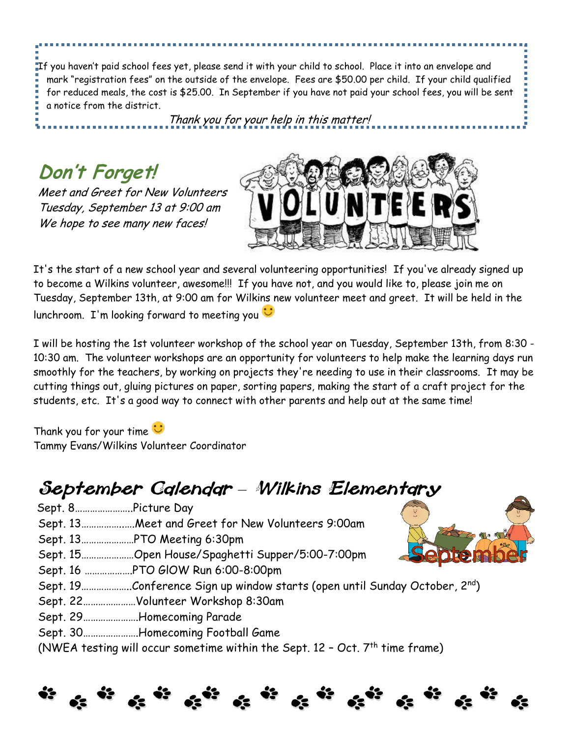If you haven't paid school fees yet, please send it with your child to school. Place it into an envelope and mark "registration fees" on the outside of the envelope. Fees are $50.00 per child. If your child qualified for reduced meals, the cost is $25.00. In September if you have not paid your school fees, you will be sent a notice from the district.

*Thank you for your help in this matter!*

## Don't Forget!

*Meet and Greet for New Volunteers*
*Tuesday, September 13 at 9:00 am*
*We hope to see many new faces!*

It's the start of a new school year and several volunteering opportunities! If you've already signed up to become a Wilkins volunteer, awesome!!! If you have not, and you would like to, please join me on Tuesday, September 13th, at 9:00 am for Wilkins new volunteer meet and greet. It will be held in the lunchroom. I'm looking forward to meeting you 🙂

I will be hosting the 1st volunteer workshop of the school year on Tuesday, September 13th, from 8:30 - 10:30 am. The volunteer workshops are an opportunity for volunteers to help make the learning days run smoothly for the teachers, by working on projects they're needing to use in their classrooms. It may be cutting things out, gluing pictures on paper, sorting papers, making the start of a craft project for the students, etc. It's a good way to connect with other parents and help out at the same time!

Thank you for your time 🙂
Tammy Evans/Wilkins Volunteer Coordinator

## September Calendar – Wilkins Elementary

Sept. 8…………………..Picture Day
Sept. 13…………………Meet and Greet for New Volunteers 9:00am
Sept. 13…………………PTO Meeting 6:30pm
Sept. 15…………………Open House/Spaghetti Supper/5:00-7:00pm
Sept. 16 ………………PTO GlOW Run 6:00-8:00pm
Sept. 19………………..Conference Sign up window starts (open until Sunday October, 2nd)
Sept. 22…………………Volunteer Workshop 8:30am
Sept. 29………………….Homecoming Parade
Sept. 30………………….Homecoming Football Game
(NWEA testing will occur sometime within the Sept. 12 – Oct. 7th time frame)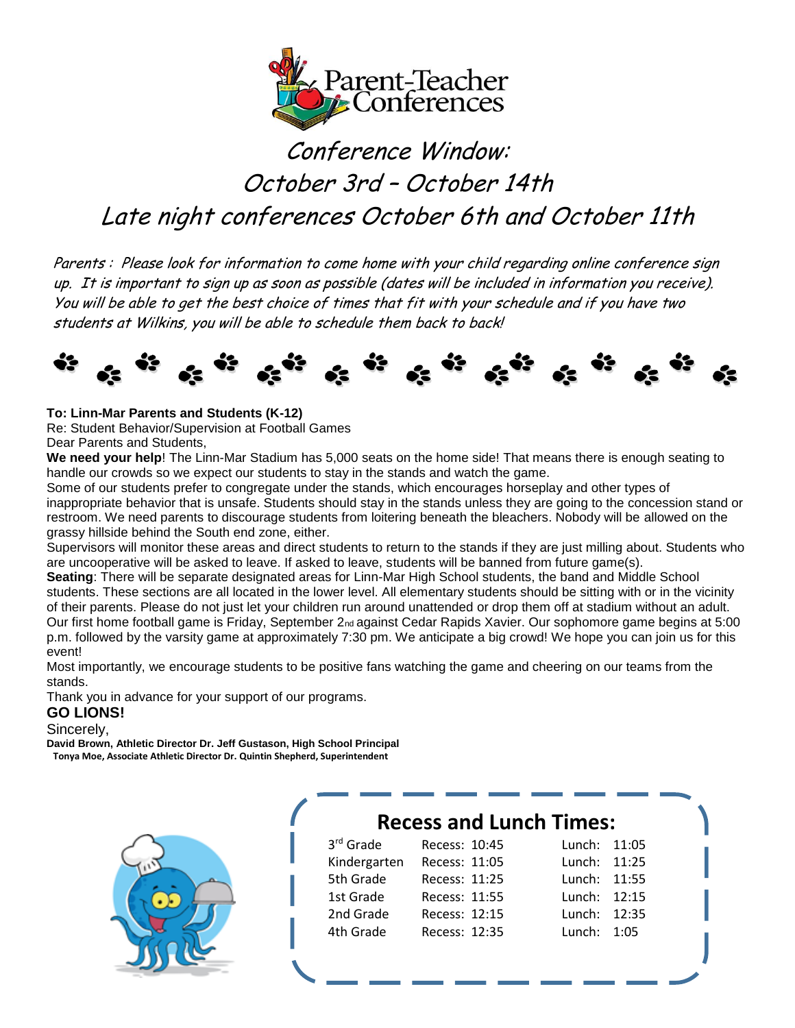# Parent-Teacher Conferences

## Conference Window:
## October 3rd – October 14th
## Late night conferences October 6th and October 11th

*Parents : Please look for information to come home with your child regarding online conference sign up. It is important to sign up as soon as possible (dates will be included in information you receive). You will be able to get the best choice of times that fit with your schedule and if you have two students at Wilkins, you will be able to schedule them back to back!*

**To: Linn-Mar Parents and Students (K-12)**
Re: Student Behavior/Supervision at Football Games
Dear Parents and Students,

**We need your help**! The Linn-Mar Stadium has 5,000 seats on the home side! That means there is enough seating to handle our crowds so we expect our students to stay in the stands and watch the game.

Some of our students prefer to congregate under the stands, which encourages horseplay and other types of inappropriate behavior that is unsafe. Students should stay in the stands unless they are going to the concession stand or restroom. We need parents to discourage students from loitering beneath the bleachers. Nobody will be allowed on the grassy hillside behind the South end zone, either.

Supervisors will monitor these areas and direct students to return to the stands if they are just milling about. Students who are uncooperative will be asked to leave. If asked to leave, students will be banned from future game(s).

**Seating**: There will be separate designated areas for Linn-Mar High School students, the band and Middle School students. These sections are all located in the lower level. All elementary students should be sitting with or in the vicinity of their parents. Please do not just let your children run around unattended or drop them off at stadium without an adult.

Our first home football game is Friday, September 2nd against Cedar Rapids Xavier. Our sophomore game begins at 5:00 p.m. followed by the varsity game at approximately 7:30 pm. We anticipate a big crowd! We hope you can join us for this event!

Most importantly, we encourage students to be positive fans watching the game and cheering on our teams from the stands.

Thank you in advance for your support of our programs.

**GO LIONS!**

Sincerely,

**David Brown, Athletic Director Dr. Jeff Gustason, High School Principal**
**Tonya Moe, Associate Athletic Director Dr. Quintin Shepherd, Superintendent**

## Recess and Lunch Times:

| | | |
|---|---|---|
| 3rd Grade | Recess: 10:45 | Lunch: 11:05 |
| Kindergarten | Recess: 11:05 | Lunch: 11:25 |
| 5th Grade | Recess: 11:25 | Lunch: 11:55 |
| 1st Grade | Recess: 11:55 | Lunch: 12:15 |
| 2nd Grade | Recess: 12:15 | Lunch: 12:35 |
| 4th Grade | Recess: 12:35 | Lunch: 1:05 |